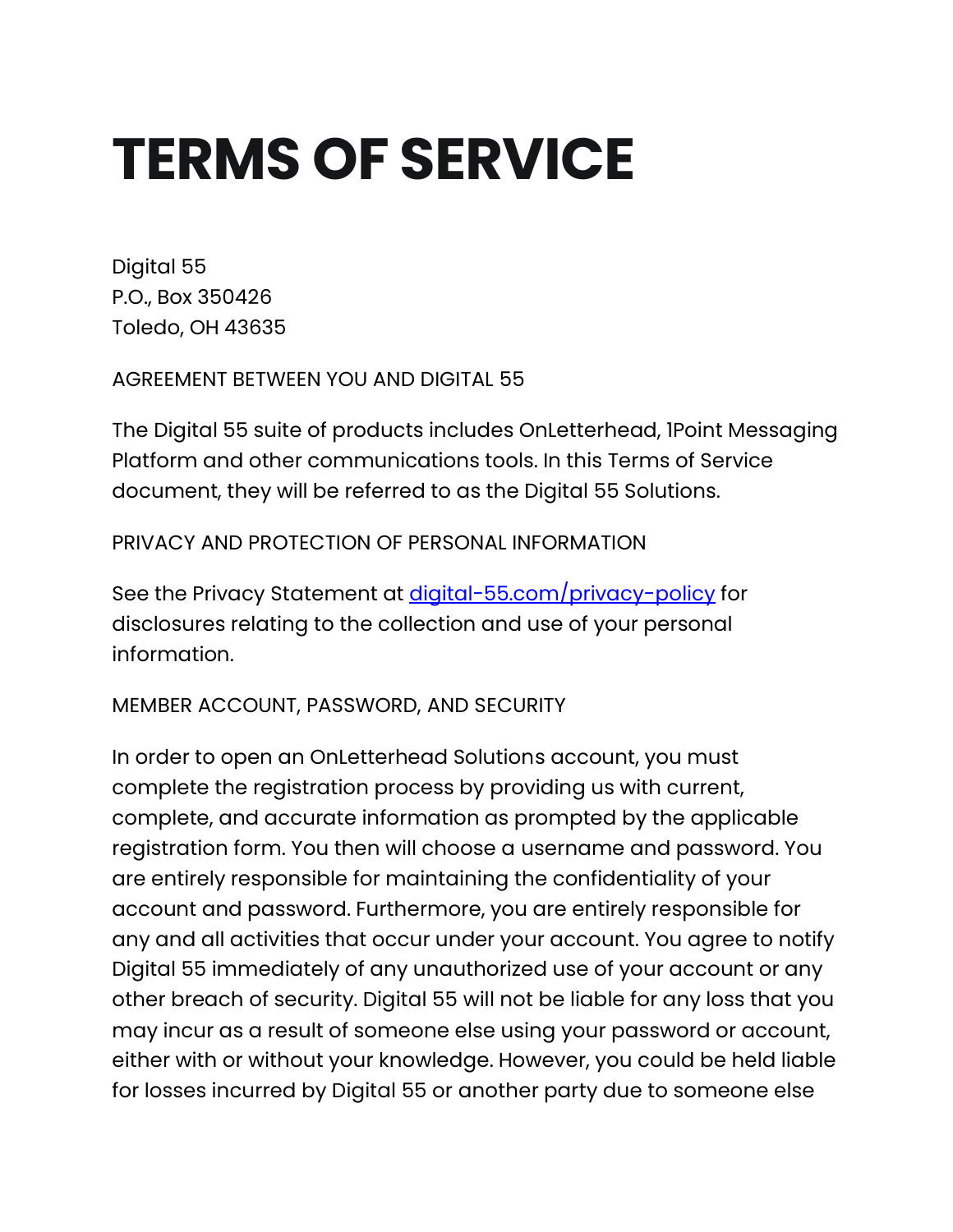# TERMS OF SERVICE

Digital 55
P.O., Box 350426
Toledo, OH 43635

AGREEMENT BETWEEN YOU AND DIGITAL 55

The Digital 55 suite of products includes OnLetterhead, 1Point Messaging Platform and other communications tools. In this Terms of Service document, they will be referred to as the Digital 55 Solutions.

PRIVACY AND PROTECTION OF PERSONAL INFORMATION

See the Privacy Statement at [digital-55.com/privacy-policy](digital-55.com/privacy-policy) for disclosures relating to the collection and use of your personal information.

MEMBER ACCOUNT, PASSWORD, AND SECURITY

In order to open an OnLetterhead Solutions account, you must complete the registration process by providing us with current, complete, and accurate information as prompted by the applicable registration form. You then will choose a username and password. You are entirely responsible for maintaining the confidentiality of your account and password. Furthermore, you are entirely responsible for any and all activities that occur under your account. You agree to notify Digital 55 immediately of any unauthorized use of your account or any other breach of security. Digital 55 will not be liable for any loss that you may incur as a result of someone else using your password or account, either with or without your knowledge. However, you could be held liable for losses incurred by Digital 55 or another party due to someone else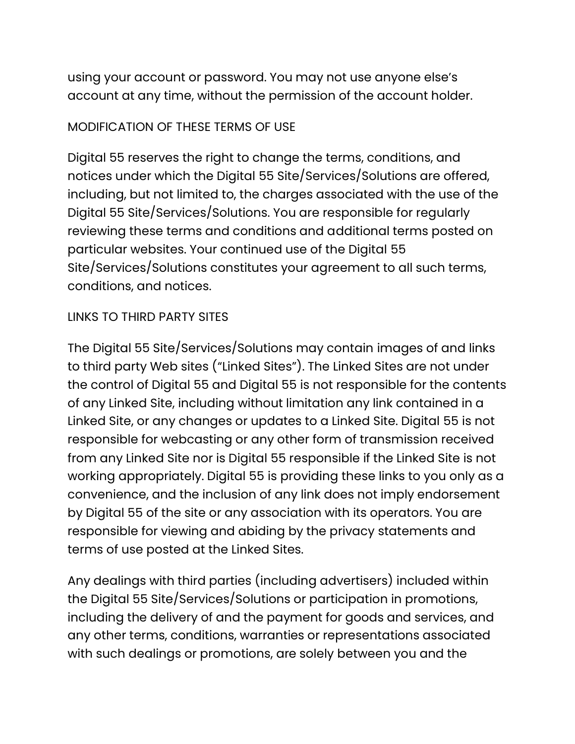using your account or password. You may not use anyone else's account at any time, without the permission of the account holder.

## MODIFICATION OF THESE TERMS OF USE

Digital 55 reserves the right to change the terms, conditions, and notices under which the Digital 55 Site/Services/Solutions are offered, including, but not limited to, the charges associated with the use of the Digital 55 Site/Services/Solutions. You are responsible for regularly reviewing these terms and conditions and additional terms posted on particular websites. Your continued use of the Digital 55 Site/Services/Solutions constitutes your agreement to all such terms, conditions, and notices.

## LINKS TO THIRD PARTY SITES

The Digital 55 Site/Services/Solutions may contain images of and links to third party Web sites ("Linked Sites"). The Linked Sites are not under the control of Digital 55 and Digital 55 is not responsible for the contents of any Linked Site, including without limitation any link contained in a Linked Site, or any changes or updates to a Linked Site. Digital 55 is not responsible for webcasting or any other form of transmission received from any Linked Site nor is Digital 55 responsible if the Linked Site is not working appropriately. Digital 55 is providing these links to you only as a convenience, and the inclusion of any link does not imply endorsement by Digital 55 of the site or any association with its operators. You are responsible for viewing and abiding by the privacy statements and terms of use posted at the Linked Sites.

Any dealings with third parties (including advertisers) included within the Digital 55 Site/Services/Solutions or participation in promotions, including the delivery of and the payment for goods and services, and any other terms, conditions, warranties or representations associated with such dealings or promotions, are solely between you and the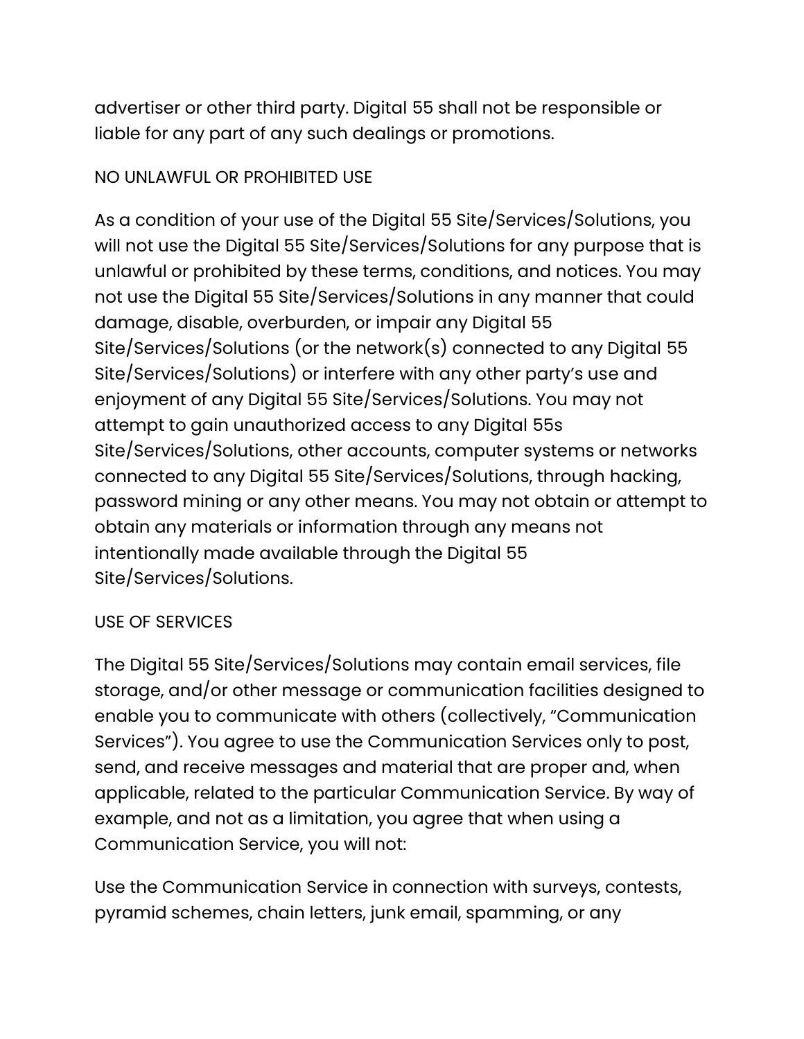advertiser or other third party. Digital 55 shall not be responsible or liable for any part of any such dealings or promotions.

## NO UNLAWFUL OR PROHIBITED USE

As a condition of your use of the Digital 55 Site/Services/Solutions, you will not use the Digital 55 Site/Services/Solutions for any purpose that is unlawful or prohibited by these terms, conditions, and notices. You may not use the Digital 55 Site/Services/Solutions in any manner that could damage, disable, overburden, or impair any Digital 55 Site/Services/Solutions (or the network(s) connected to any Digital 55 Site/Services/Solutions) or interfere with any other party's use and enjoyment of any Digital 55 Site/Services/Solutions. You may not attempt to gain unauthorized access to any Digital 55s Site/Services/Solutions, other accounts, computer systems or networks connected to any Digital 55 Site/Services/Solutions, through hacking, password mining or any other means. You may not obtain or attempt to obtain any materials or information through any means not intentionally made available through the Digital 55 Site/Services/Solutions.

## USE OF SERVICES

The Digital 55 Site/Services/Solutions may contain email services, file storage, and/or other message or communication facilities designed to enable you to communicate with others (collectively, "Communication Services"). You agree to use the Communication Services only to post, send, and receive messages and material that are proper and, when applicable, related to the particular Communication Service. By way of example, and not as a limitation, you agree that when using a Communication Service, you will not:

Use the Communication Service in connection with surveys, contests, pyramid schemes, chain letters, junk email, spamming, or any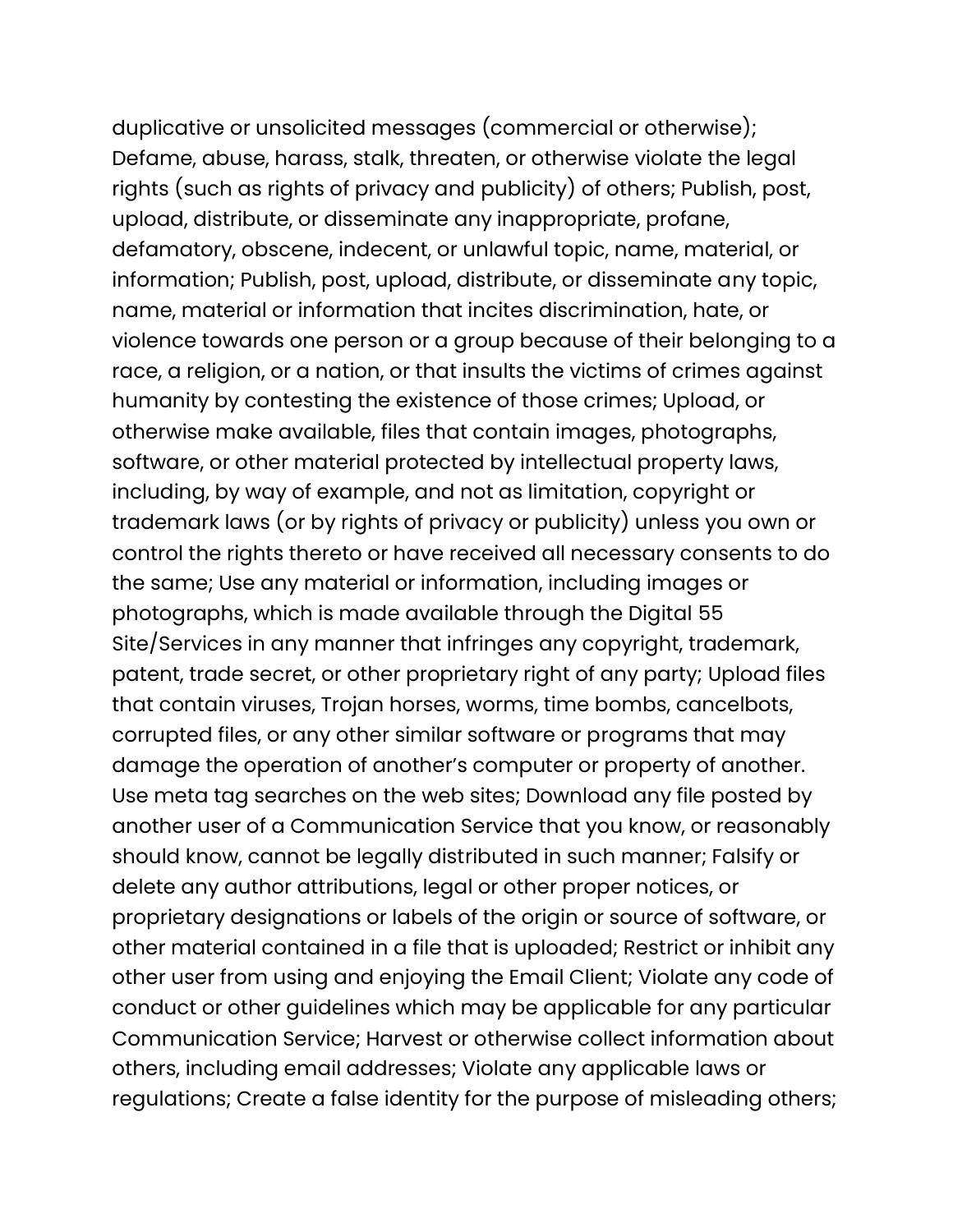duplicative or unsolicited messages (commercial or otherwise); Defame, abuse, harass, stalk, threaten, or otherwise violate the legal rights (such as rights of privacy and publicity) of others; Publish, post, upload, distribute, or disseminate any inappropriate, profane, defamatory, obscene, indecent, or unlawful topic, name, material, or information; Publish, post, upload, distribute, or disseminate any topic, name, material or information that incites discrimination, hate, or violence towards one person or a group because of their belonging to a race, a religion, or a nation, or that insults the victims of crimes against humanity by contesting the existence of those crimes; Upload, or otherwise make available, files that contain images, photographs, software, or other material protected by intellectual property laws, including, by way of example, and not as limitation, copyright or trademark laws (or by rights of privacy or publicity) unless you own or control the rights thereto or have received all necessary consents to do the same; Use any material or information, including images or photographs, which is made available through the Digital 55 Site/Services in any manner that infringes any copyright, trademark, patent, trade secret, or other proprietary right of any party; Upload files that contain viruses, Trojan horses, worms, time bombs, cancelbots, corrupted files, or any other similar software or programs that may damage the operation of another's computer or property of another. Use meta tag searches on the web sites; Download any file posted by another user of a Communication Service that you know, or reasonably should know, cannot be legally distributed in such manner; Falsify or delete any author attributions, legal or other proper notices, or proprietary designations or labels of the origin or source of software, or other material contained in a file that is uploaded; Restrict or inhibit any other user from using and enjoying the Email Client; Violate any code of conduct or other guidelines which may be applicable for any particular Communication Service; Harvest or otherwise collect information about others, including email addresses; Violate any applicable laws or regulations; Create a false identity for the purpose of misleading others;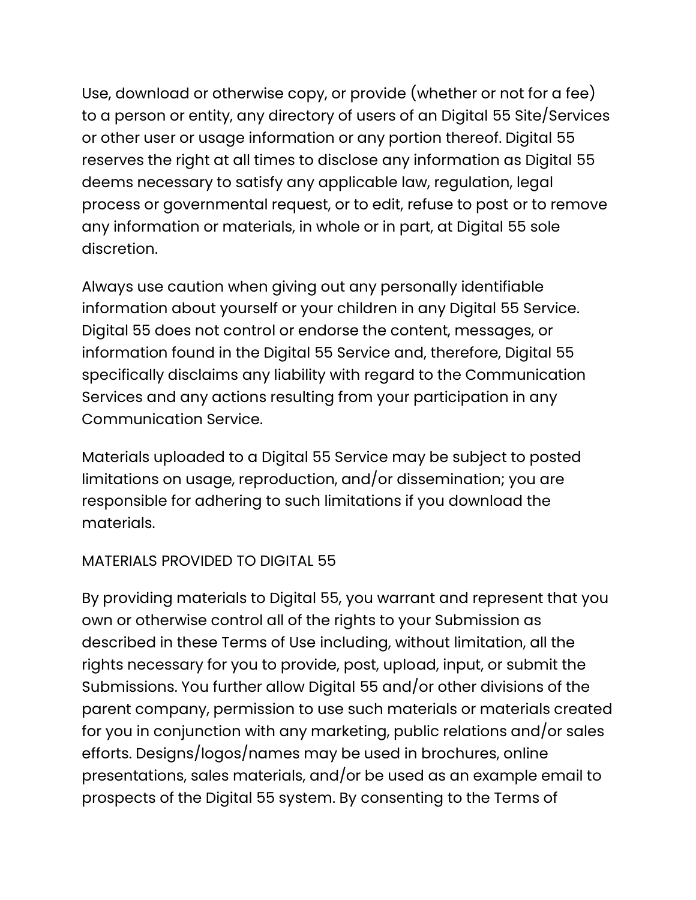Use, download or otherwise copy, or provide (whether or not for a fee) to a person or entity, any directory of users of an Digital 55 Site/Services or other user or usage information or any portion thereof. Digital 55 reserves the right at all times to disclose any information as Digital 55 deems necessary to satisfy any applicable law, regulation, legal process or governmental request, or to edit, refuse to post or to remove any information or materials, in whole or in part, at Digital 55 sole discretion.

Always use caution when giving out any personally identifiable information about yourself or your children in any Digital 55 Service. Digital 55 does not control or endorse the content, messages, or information found in the Digital 55 Service and, therefore, Digital 55 specifically disclaims any liability with regard to the Communication Services and any actions resulting from your participation in any Communication Service.

Materials uploaded to a Digital 55 Service may be subject to posted limitations on usage, reproduction, and/or dissemination; you are responsible for adhering to such limitations if you download the materials.

MATERIALS PROVIDED TO DIGITAL 55

By providing materials to Digital 55, you warrant and represent that you own or otherwise control all of the rights to your Submission as described in these Terms of Use including, without limitation, all the rights necessary for you to provide, post, upload, input, or submit the Submissions. You further allow Digital 55 and/or other divisions of the parent company, permission to use such materials or materials created for you in conjunction with any marketing, public relations and/or sales efforts. Designs/logos/names may be used in brochures, online presentations, sales materials, and/or be used as an example email to prospects of the Digital 55 system. By consenting to the Terms of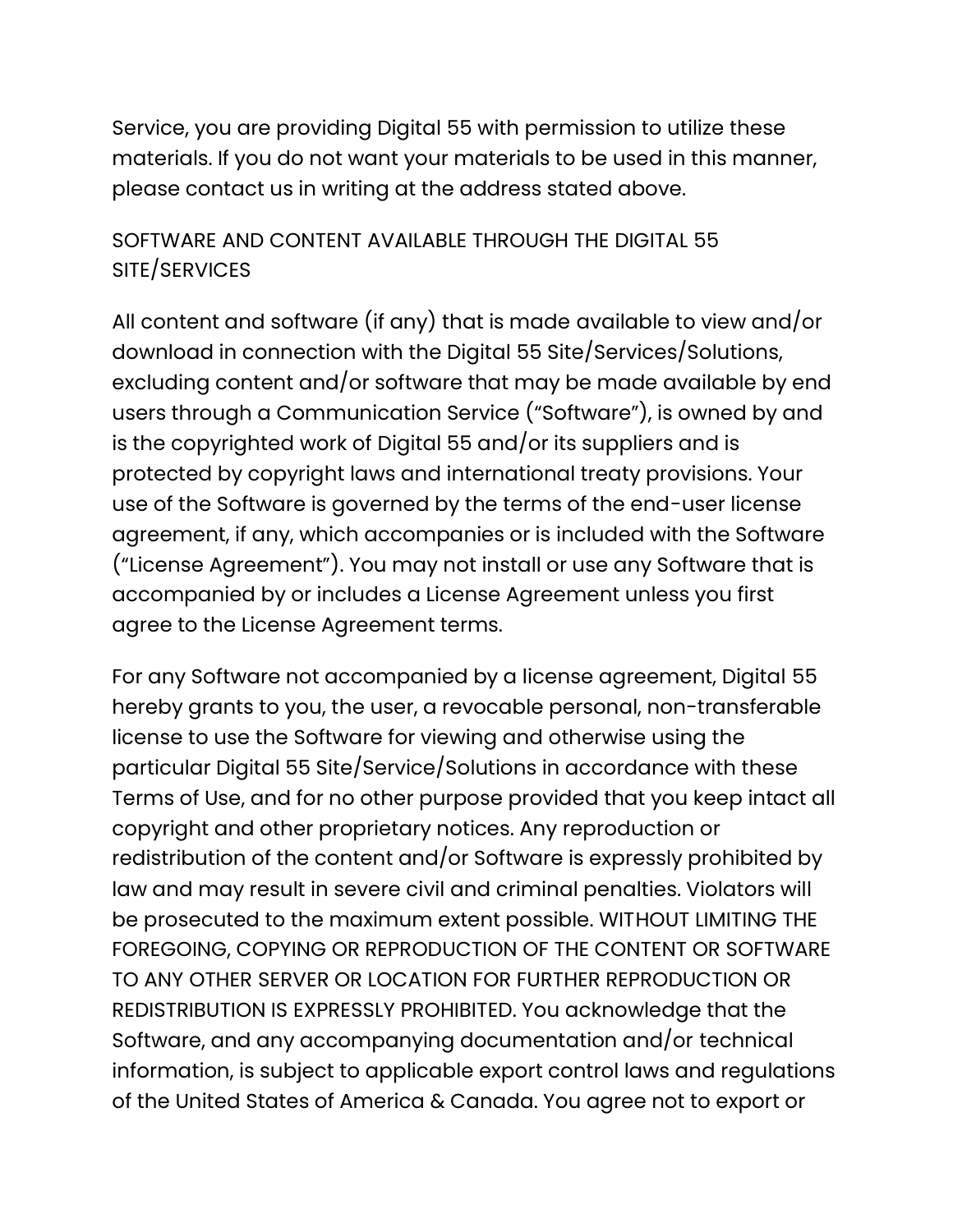Service, you are providing Digital 55 with permission to utilize these materials. If you do not want your materials to be used in this manner, please contact us in writing at the address stated above.

## SOFTWARE AND CONTENT AVAILABLE THROUGH THE DIGITAL 55 SITE/SERVICES

All content and software (if any) that is made available to view and/or download in connection with the Digital 55 Site/Services/Solutions, excluding content and/or software that may be made available by end users through a Communication Service ("Software"), is owned by and is the copyrighted work of Digital 55 and/or its suppliers and is protected by copyright laws and international treaty provisions. Your use of the Software is governed by the terms of the end-user license agreement, if any, which accompanies or is included with the Software ("License Agreement"). You may not install or use any Software that is accompanied by or includes a License Agreement unless you first agree to the License Agreement terms.

For any Software not accompanied by a license agreement, Digital 55 hereby grants to you, the user, a revocable personal, non-transferable license to use the Software for viewing and otherwise using the particular Digital 55 Site/Service/Solutions in accordance with these Terms of Use, and for no other purpose provided that you keep intact all copyright and other proprietary notices. Any reproduction or redistribution of the content and/or Software is expressly prohibited by law and may result in severe civil and criminal penalties. Violators will be prosecuted to the maximum extent possible. WITHOUT LIMITING THE FOREGOING, COPYING OR REPRODUCTION OF THE CONTENT OR SOFTWARE TO ANY OTHER SERVER OR LOCATION FOR FURTHER REPRODUCTION OR REDISTRIBUTION IS EXPRESSLY PROHIBITED. You acknowledge that the Software, and any accompanying documentation and/or technical information, is subject to applicable export control laws and regulations of the United States of America & Canada. You agree not to export or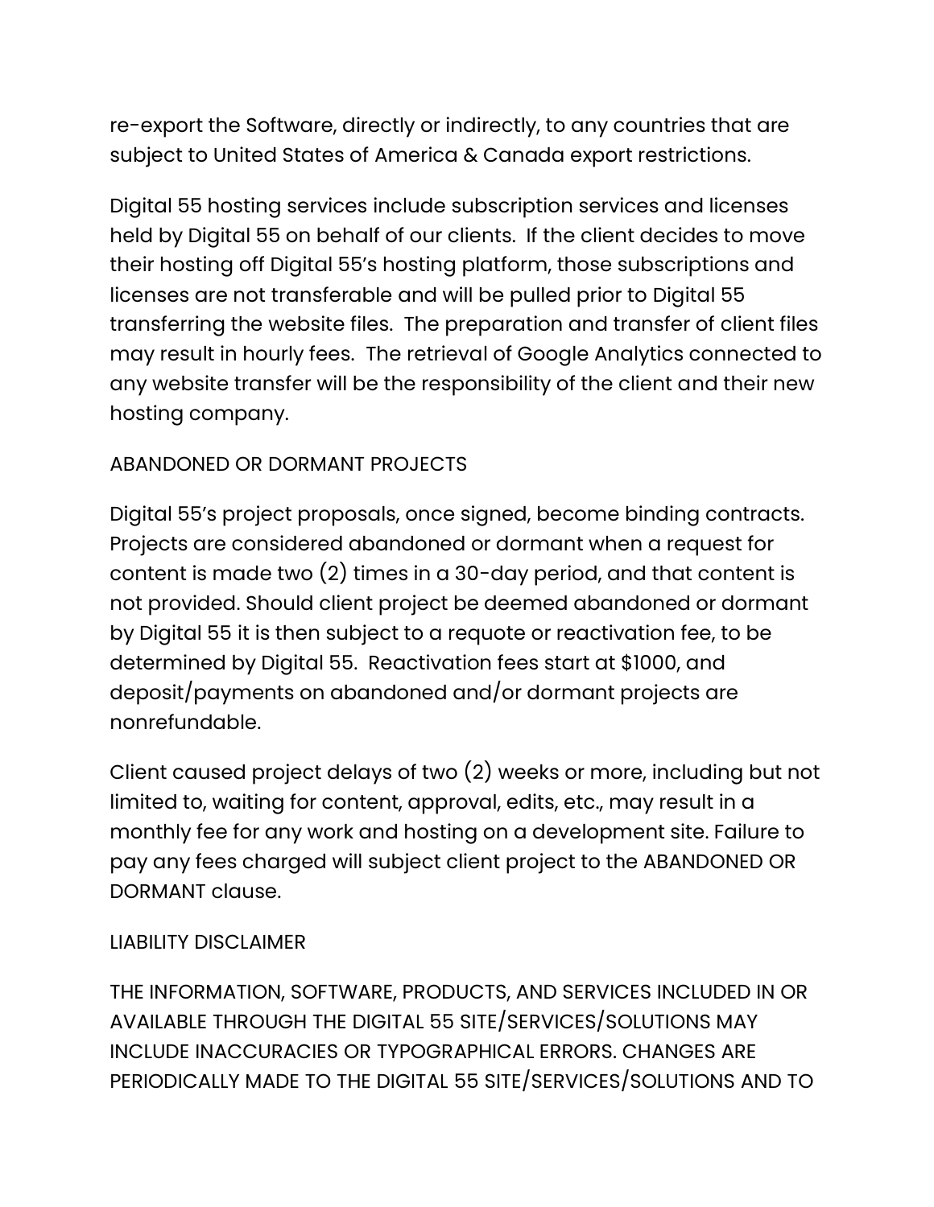re-export the Software, directly or indirectly, to any countries that are subject to United States of America & Canada export restrictions.

Digital 55 hosting services include subscription services and licenses held by Digital 55 on behalf of our clients. If the client decides to move their hosting off Digital 55's hosting platform, those subscriptions and licenses are not transferable and will be pulled prior to Digital 55 transferring the website files. The preparation and transfer of client files may result in hourly fees. The retrieval of Google Analytics connected to any website transfer will be the responsibility of the client and their new hosting company.

## ABANDONED OR DORMANT PROJECTS

Digital 55's project proposals, once signed, become binding contracts. Projects are considered abandoned or dormant when a request for content is made two (2) times in a 30-day period, and that content is not provided. Should client project be deemed abandoned or dormant by Digital 55 it is then subject to a requote or reactivation fee, to be determined by Digital 55. Reactivation fees start at $1000, and deposit/payments on abandoned and/or dormant projects are nonrefundable.

Client caused project delays of two (2) weeks or more, including but not limited to, waiting for content, approval, edits, etc., may result in a monthly fee for any work and hosting on a development site. Failure to pay any fees charged will subject client project to the ABANDONED OR DORMANT clause.

## LIABILITY DISCLAIMER

THE INFORMATION, SOFTWARE, PRODUCTS, AND SERVICES INCLUDED IN OR AVAILABLE THROUGH THE DIGITAL 55 SITE/SERVICES/SOLUTIONS MAY INCLUDE INACCURACIES OR TYPOGRAPHICAL ERRORS. CHANGES ARE PERIODICALLY MADE TO THE DIGITAL 55 SITE/SERVICES/SOLUTIONS AND TO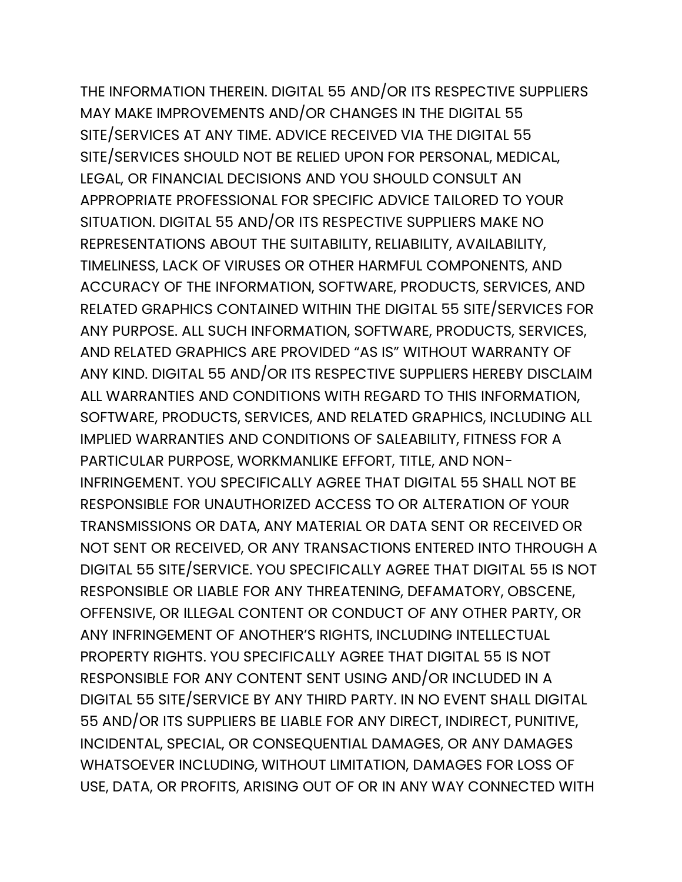THE INFORMATION THEREIN. DIGITAL 55 AND/OR ITS RESPECTIVE SUPPLIERS MAY MAKE IMPROVEMENTS AND/OR CHANGES IN THE DIGITAL 55 SITE/SERVICES AT ANY TIME. ADVICE RECEIVED VIA THE DIGITAL 55 SITE/SERVICES SHOULD NOT BE RELIED UPON FOR PERSONAL, MEDICAL, LEGAL, OR FINANCIAL DECISIONS AND YOU SHOULD CONSULT AN APPROPRIATE PROFESSIONAL FOR SPECIFIC ADVICE TAILORED TO YOUR SITUATION. DIGITAL 55 AND/OR ITS RESPECTIVE SUPPLIERS MAKE NO REPRESENTATIONS ABOUT THE SUITABILITY, RELIABILITY, AVAILABILITY, TIMELINESS, LACK OF VIRUSES OR OTHER HARMFUL COMPONENTS, AND ACCURACY OF THE INFORMATION, SOFTWARE, PRODUCTS, SERVICES, AND RELATED GRAPHICS CONTAINED WITHIN THE DIGITAL 55 SITE/SERVICES FOR ANY PURPOSE. ALL SUCH INFORMATION, SOFTWARE, PRODUCTS, SERVICES, AND RELATED GRAPHICS ARE PROVIDED “AS IS” WITHOUT WARRANTY OF ANY KIND. DIGITAL 55 AND/OR ITS RESPECTIVE SUPPLIERS HEREBY DISCLAIM ALL WARRANTIES AND CONDITIONS WITH REGARD TO THIS INFORMATION, SOFTWARE, PRODUCTS, SERVICES, AND RELATED GRAPHICS, INCLUDING ALL IMPLIED WARRANTIES AND CONDITIONS OF SALEABILITY, FITNESS FOR A PARTICULAR PURPOSE, WORKMANLIKE EFFORT, TITLE, AND NON-INFRINGEMENT. YOU SPECIFICALLY AGREE THAT DIGITAL 55 SHALL NOT BE RESPONSIBLE FOR UNAUTHORIZED ACCESS TO OR ALTERATION OF YOUR TRANSMISSIONS OR DATA, ANY MATERIAL OR DATA SENT OR RECEIVED OR NOT SENT OR RECEIVED, OR ANY TRANSACTIONS ENTERED INTO THROUGH A DIGITAL 55 SITE/SERVICE. YOU SPECIFICALLY AGREE THAT DIGITAL 55 IS NOT RESPONSIBLE OR LIABLE FOR ANY THREATENING, DEFAMATORY, OBSCENE, OFFENSIVE, OR ILLEGAL CONTENT OR CONDUCT OF ANY OTHER PARTY, OR ANY INFRINGEMENT OF ANOTHER’S RIGHTS, INCLUDING INTELLECTUAL PROPERTY RIGHTS. YOU SPECIFICALLY AGREE THAT DIGITAL 55 IS NOT RESPONSIBLE FOR ANY CONTENT SENT USING AND/OR INCLUDED IN A DIGITAL 55 SITE/SERVICE BY ANY THIRD PARTY. IN NO EVENT SHALL DIGITAL 55 AND/OR ITS SUPPLIERS BE LIABLE FOR ANY DIRECT, INDIRECT, PUNITIVE, INCIDENTAL, SPECIAL, OR CONSEQUENTIAL DAMAGES, OR ANY DAMAGES WHATSOEVER INCLUDING, WITHOUT LIMITATION, DAMAGES FOR LOSS OF USE, DATA, OR PROFITS, ARISING OUT OF OR IN ANY WAY CONNECTED WITH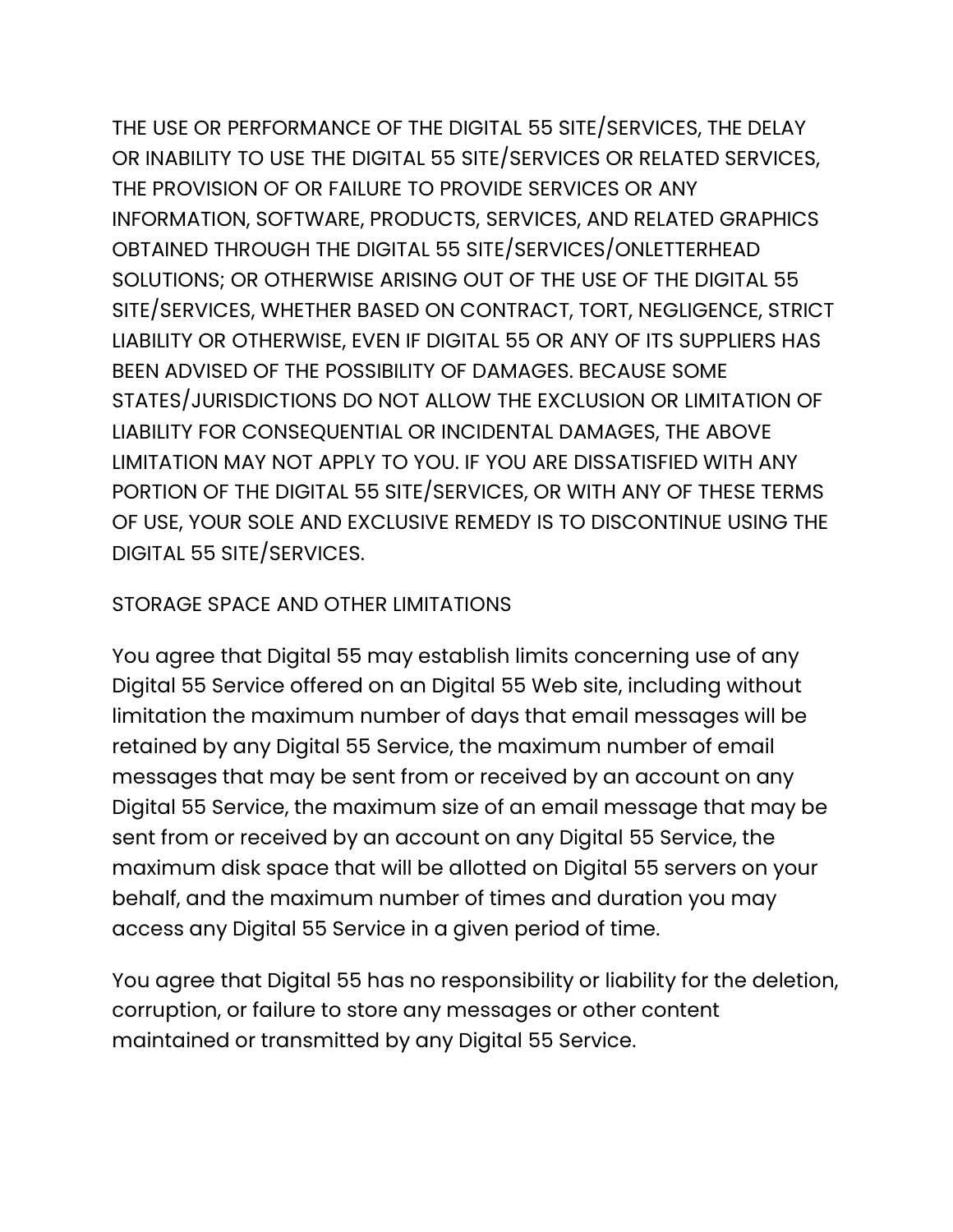THE USE OR PERFORMANCE OF THE DIGITAL 55 SITE/SERVICES, THE DELAY OR INABILITY TO USE THE DIGITAL 55 SITE/SERVICES OR RELATED SERVICES, THE PROVISION OF OR FAILURE TO PROVIDE SERVICES OR ANY INFORMATION, SOFTWARE, PRODUCTS, SERVICES, AND RELATED GRAPHICS OBTAINED THROUGH THE DIGITAL 55 SITE/SERVICES/ONLETTERHEAD SOLUTIONS; OR OTHERWISE ARISING OUT OF THE USE OF THE DIGITAL 55 SITE/SERVICES, WHETHER BASED ON CONTRACT, TORT, NEGLIGENCE, STRICT LIABILITY OR OTHERWISE, EVEN IF DIGITAL 55 OR ANY OF ITS SUPPLIERS HAS BEEN ADVISED OF THE POSSIBILITY OF DAMAGES. BECAUSE SOME STATES/JURISDICTIONS DO NOT ALLOW THE EXCLUSION OR LIMITATION OF LIABILITY FOR CONSEQUENTIAL OR INCIDENTAL DAMAGES, THE ABOVE LIMITATION MAY NOT APPLY TO YOU. IF YOU ARE DISSATISFIED WITH ANY PORTION OF THE DIGITAL 55 SITE/SERVICES, OR WITH ANY OF THESE TERMS OF USE, YOUR SOLE AND EXCLUSIVE REMEDY IS TO DISCONTINUE USING THE DIGITAL 55 SITE/SERVICES.

STORAGE SPACE AND OTHER LIMITATIONS

You agree that Digital 55 may establish limits concerning use of any Digital 55 Service offered on an Digital 55 Web site, including without limitation the maximum number of days that email messages will be retained by any Digital 55 Service, the maximum number of email messages that may be sent from or received by an account on any Digital 55 Service, the maximum size of an email message that may be sent from or received by an account on any Digital 55 Service, the maximum disk space that will be allotted on Digital 55 servers on your behalf, and the maximum number of times and duration you may access any Digital 55 Service in a given period of time.

You agree that Digital 55 has no responsibility or liability for the deletion, corruption, or failure to store any messages or other content maintained or transmitted by any Digital 55 Service.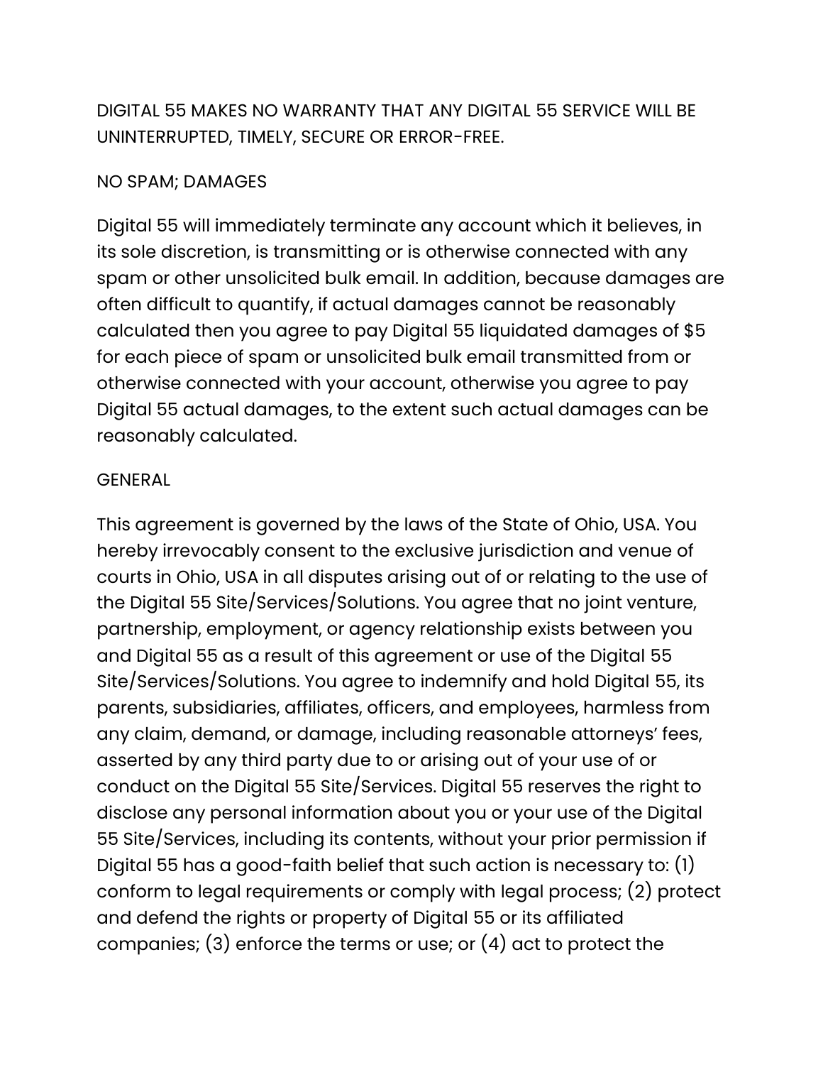DIGITAL 55 MAKES NO WARRANTY THAT ANY DIGITAL 55 SERVICE WILL BE UNINTERRUPTED, TIMELY, SECURE OR ERROR-FREE.

## NO SPAM; DAMAGES

Digital 55 will immediately terminate any account which it believes, in its sole discretion, is transmitting or is otherwise connected with any spam or other unsolicited bulk email. In addition, because damages are often difficult to quantify, if actual damages cannot be reasonably calculated then you agree to pay Digital 55 liquidated damages of $5 for each piece of spam or unsolicited bulk email transmitted from or otherwise connected with your account, otherwise you agree to pay Digital 55 actual damages, to the extent such actual damages can be reasonably calculated.

## GENERAL

This agreement is governed by the laws of the State of Ohio, USA. You hereby irrevocably consent to the exclusive jurisdiction and venue of courts in Ohio, USA in all disputes arising out of or relating to the use of the Digital 55 Site/Services/Solutions. You agree that no joint venture, partnership, employment, or agency relationship exists between you and Digital 55 as a result of this agreement or use of the Digital 55 Site/Services/Solutions. You agree to indemnify and hold Digital 55, its parents, subsidiaries, affiliates, officers, and employees, harmless from any claim, demand, or damage, including reasonable attorneys' fees, asserted by any third party due to or arising out of your use of or conduct on the Digital 55 Site/Services. Digital 55 reserves the right to disclose any personal information about you or your use of the Digital 55 Site/Services, including its contents, without your prior permission if Digital 55 has a good-faith belief that such action is necessary to: (1) conform to legal requirements or comply with legal process; (2) protect and defend the rights or property of Digital 55 or its affiliated companies; (3) enforce the terms or use; or (4) act to protect the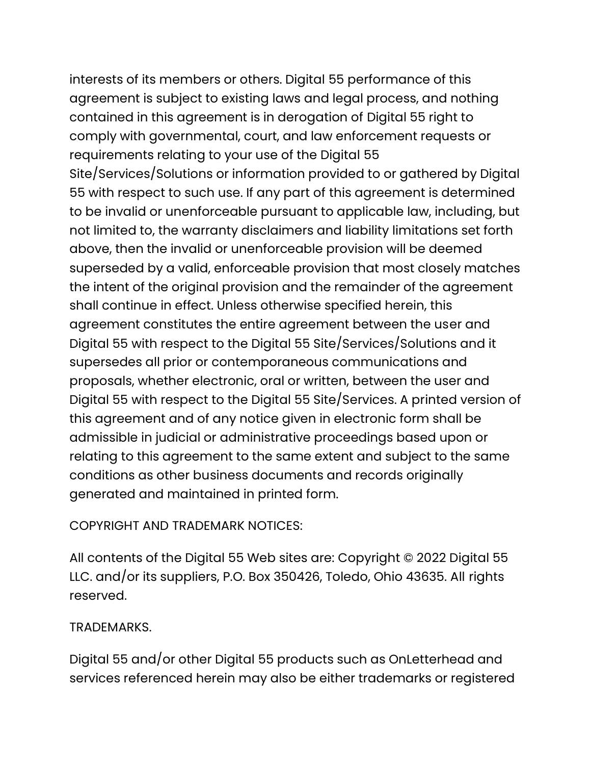interests of its members or others. Digital 55 performance of this agreement is subject to existing laws and legal process, and nothing contained in this agreement is in derogation of Digital 55 right to comply with governmental, court, and law enforcement requests or requirements relating to your use of the Digital 55 Site/Services/Solutions or information provided to or gathered by Digital 55 with respect to such use. If any part of this agreement is determined to be invalid or unenforceable pursuant to applicable law, including, but not limited to, the warranty disclaimers and liability limitations set forth above, then the invalid or unenforceable provision will be deemed superseded by a valid, enforceable provision that most closely matches the intent of the original provision and the remainder of the agreement shall continue in effect. Unless otherwise specified herein, this agreement constitutes the entire agreement between the user and Digital 55 with respect to the Digital 55 Site/Services/Solutions and it supersedes all prior or contemporaneous communications and proposals, whether electronic, oral or written, between the user and Digital 55 with respect to the Digital 55 Site/Services. A printed version of this agreement and of any notice given in electronic form shall be admissible in judicial or administrative proceedings based upon or relating to this agreement to the same extent and subject to the same conditions as other business documents and records originally generated and maintained in printed form.

COPYRIGHT AND TRADEMARK NOTICES:

All contents of the Digital 55 Web sites are: Copyright © 2022 Digital 55 LLC. and/or its suppliers, P.O. Box 350426, Toledo, Ohio 43635. All rights reserved.

TRADEMARKS.

Digital 55 and/or other Digital 55 products such as OnLetterhead and services referenced herein may also be either trademarks or registered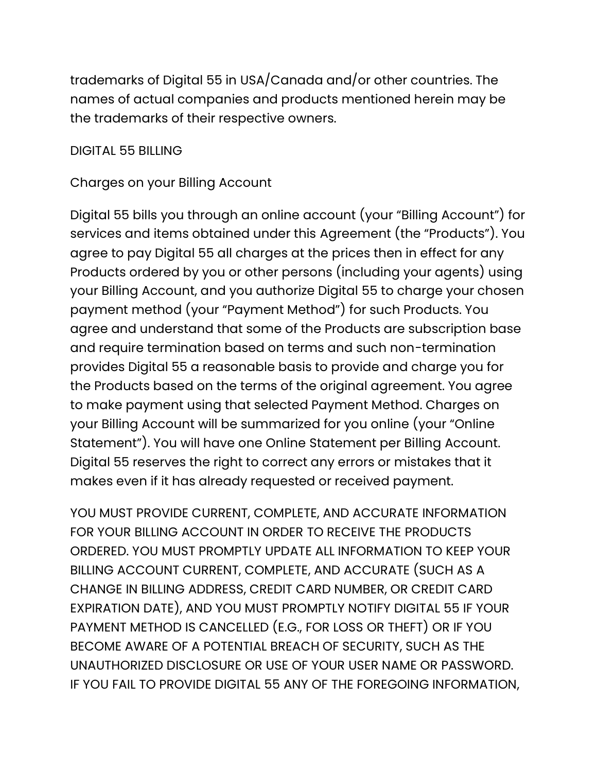trademarks of Digital 55 in USA/Canada and/or other countries. The names of actual companies and products mentioned herein may be the trademarks of their respective owners.

## DIGITAL 55 BILLING

### Charges on your Billing Account

Digital 55 bills you through an online account (your "Billing Account") for services and items obtained under this Agreement (the "Products"). You agree to pay Digital 55 all charges at the prices then in effect for any Products ordered by you or other persons (including your agents) using your Billing Account, and you authorize Digital 55 to charge your chosen payment method (your "Payment Method") for such Products. You agree and understand that some of the Products are subscription base and require termination based on terms and such non-termination provides Digital 55 a reasonable basis to provide and charge you for the Products based on the terms of the original agreement. You agree to make payment using that selected Payment Method. Charges on your Billing Account will be summarized for you online (your "Online Statement"). You will have one Online Statement per Billing Account. Digital 55 reserves the right to correct any errors or mistakes that it makes even if it has already requested or received payment.

YOU MUST PROVIDE CURRENT, COMPLETE, AND ACCURATE INFORMATION FOR YOUR BILLING ACCOUNT IN ORDER TO RECEIVE THE PRODUCTS ORDERED. YOU MUST PROMPTLY UPDATE ALL INFORMATION TO KEEP YOUR BILLING ACCOUNT CURRENT, COMPLETE, AND ACCURATE (SUCH AS A CHANGE IN BILLING ADDRESS, CREDIT CARD NUMBER, OR CREDIT CARD EXPIRATION DATE), AND YOU MUST PROMPTLY NOTIFY DIGITAL 55 IF YOUR PAYMENT METHOD IS CANCELLED (E.G., FOR LOSS OR THEFT) OR IF YOU BECOME AWARE OF A POTENTIAL BREACH OF SECURITY, SUCH AS THE UNAUTHORIZED DISCLOSURE OR USE OF YOUR USER NAME OR PASSWORD. IF YOU FAIL TO PROVIDE DIGITAL 55 ANY OF THE FOREGOING INFORMATION,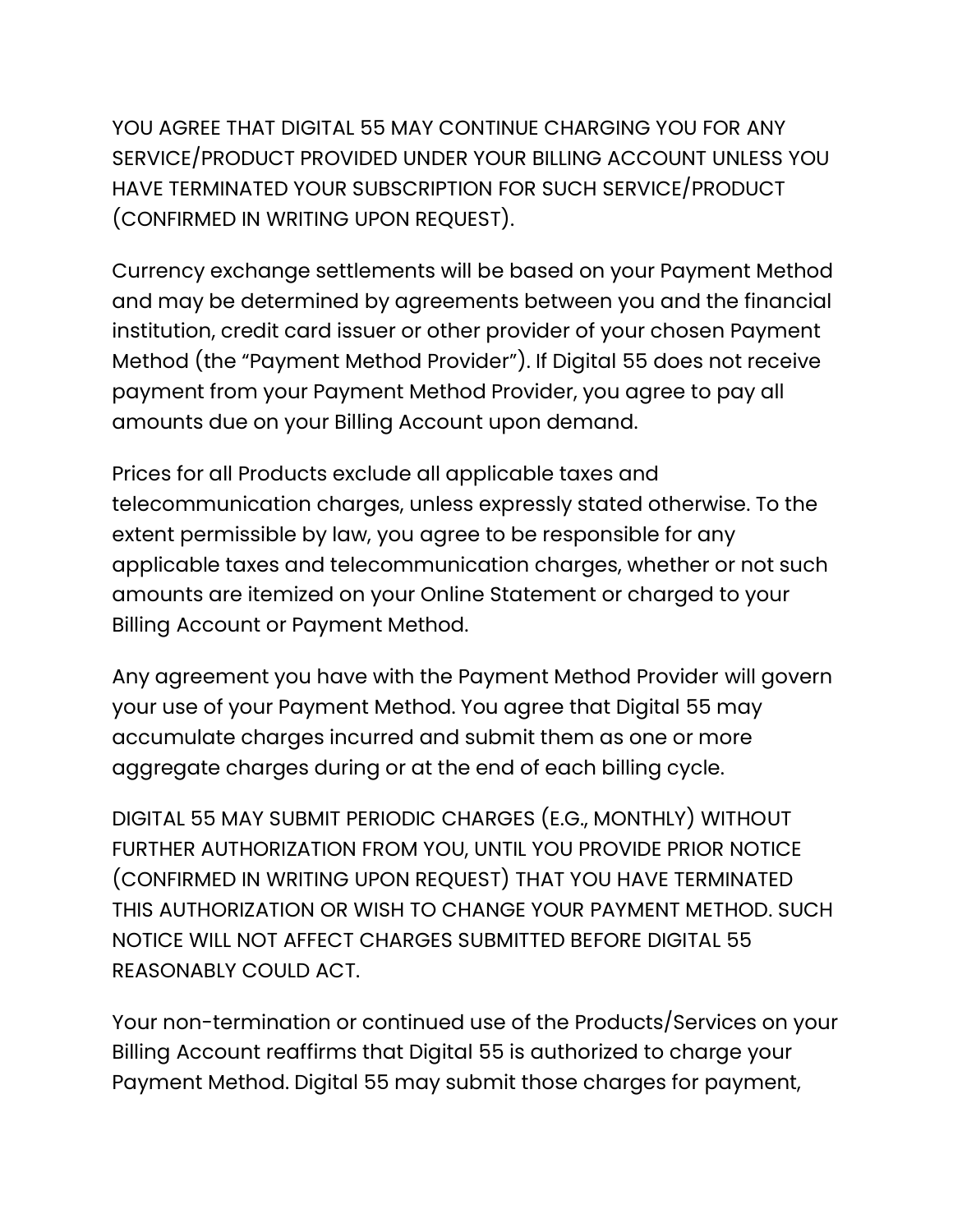YOU AGREE THAT DIGITAL 55 MAY CONTINUE CHARGING YOU FOR ANY SERVICE/PRODUCT PROVIDED UNDER YOUR BILLING ACCOUNT UNLESS YOU HAVE TERMINATED YOUR SUBSCRIPTION FOR SUCH SERVICE/PRODUCT (CONFIRMED IN WRITING UPON REQUEST).

Currency exchange settlements will be based on your Payment Method and may be determined by agreements between you and the financial institution, credit card issuer or other provider of your chosen Payment Method (the "Payment Method Provider"). If Digital 55 does not receive payment from your Payment Method Provider, you agree to pay all amounts due on your Billing Account upon demand.

Prices for all Products exclude all applicable taxes and telecommunication charges, unless expressly stated otherwise. To the extent permissible by law, you agree to be responsible for any applicable taxes and telecommunication charges, whether or not such amounts are itemized on your Online Statement or charged to your Billing Account or Payment Method.

Any agreement you have with the Payment Method Provider will govern your use of your Payment Method. You agree that Digital 55 may accumulate charges incurred and submit them as one or more aggregate charges during or at the end of each billing cycle.

DIGITAL 55 MAY SUBMIT PERIODIC CHARGES (E.G., MONTHLY) WITHOUT FURTHER AUTHORIZATION FROM YOU, UNTIL YOU PROVIDE PRIOR NOTICE (CONFIRMED IN WRITING UPON REQUEST) THAT YOU HAVE TERMINATED THIS AUTHORIZATION OR WISH TO CHANGE YOUR PAYMENT METHOD. SUCH NOTICE WILL NOT AFFECT CHARGES SUBMITTED BEFORE DIGITAL 55 REASONABLY COULD ACT.

Your non-termination or continued use of the Products/Services on your Billing Account reaffirms that Digital 55 is authorized to charge your Payment Method. Digital 55 may submit those charges for payment,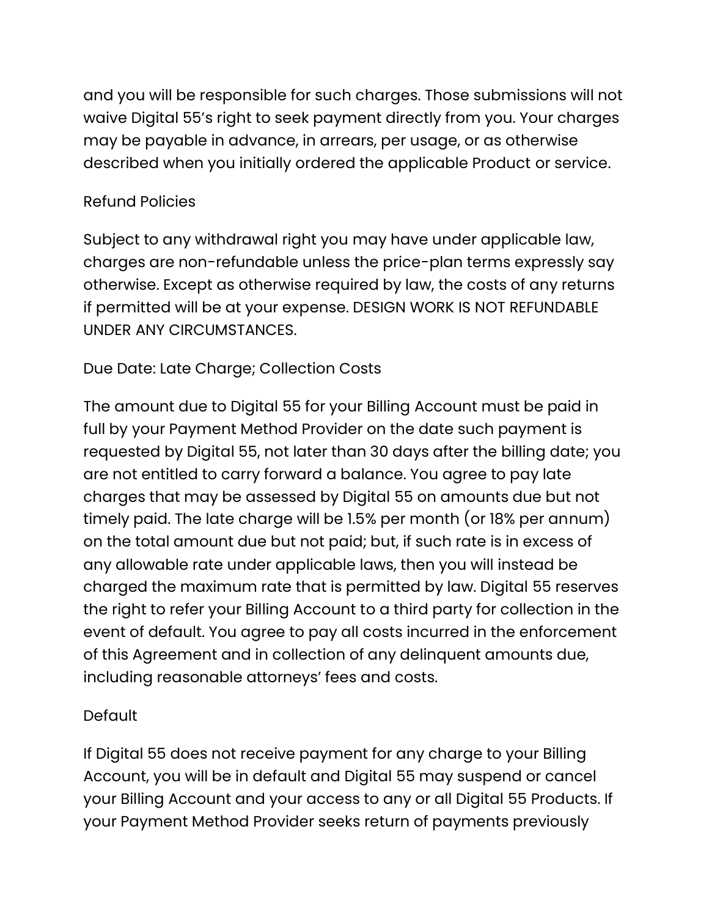and you will be responsible for such charges. Those submissions will not waive Digital 55's right to seek payment directly from you. Your charges may be payable in advance, in arrears, per usage, or as otherwise described when you initially ordered the applicable Product or service.

## Refund Policies

Subject to any withdrawal right you may have under applicable law, charges are non-refundable unless the price-plan terms expressly say otherwise. Except as otherwise required by law, the costs of any returns if permitted will be at your expense. DESIGN WORK IS NOT REFUNDABLE UNDER ANY CIRCUMSTANCES.

## Due Date: Late Charge; Collection Costs

The amount due to Digital 55 for your Billing Account must be paid in full by your Payment Method Provider on the date such payment is requested by Digital 55, not later than 30 days after the billing date; you are not entitled to carry forward a balance. You agree to pay late charges that may be assessed by Digital 55 on amounts due but not timely paid. The late charge will be 1.5% per month (or 18% per annum) on the total amount due but not paid; but, if such rate is in excess of any allowable rate under applicable laws, then you will instead be charged the maximum rate that is permitted by law. Digital 55 reserves the right to refer your Billing Account to a third party for collection in the event of default. You agree to pay all costs incurred in the enforcement of this Agreement and in collection of any delinquent amounts due, including reasonable attorneys' fees and costs.

## Default

If Digital 55 does not receive payment for any charge to your Billing Account, you will be in default and Digital 55 may suspend or cancel your Billing Account and your access to any or all Digital 55 Products. If your Payment Method Provider seeks return of payments previously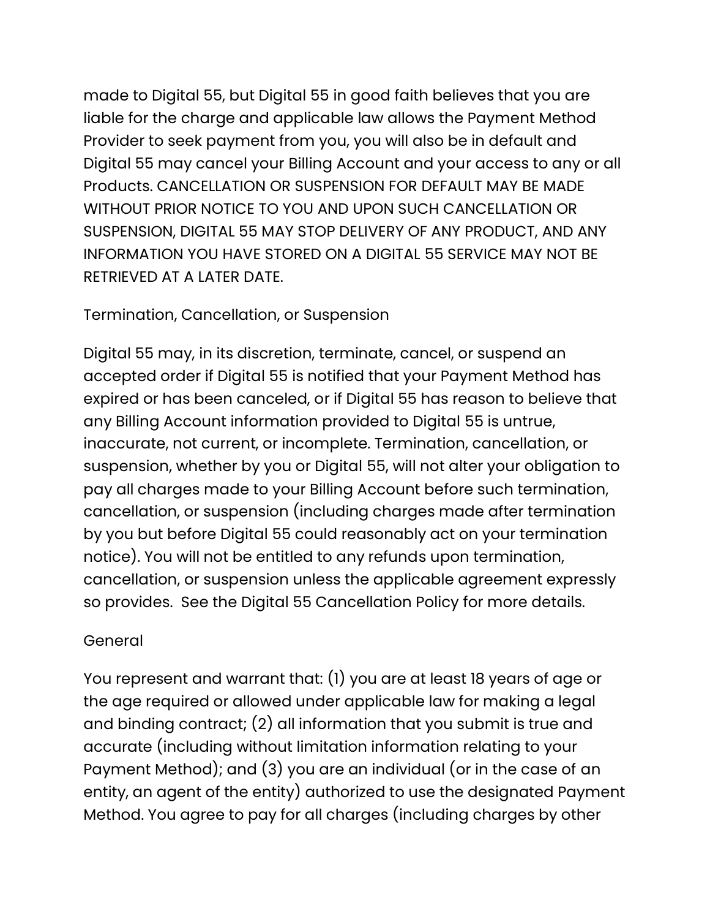made to Digital 55, but Digital 55 in good faith believes that you are liable for the charge and applicable law allows the Payment Method Provider to seek payment from you, you will also be in default and Digital 55 may cancel your Billing Account and your access to any or all Products. CANCELLATION OR SUSPENSION FOR DEFAULT MAY BE MADE WITHOUT PRIOR NOTICE TO YOU AND UPON SUCH CANCELLATION OR SUSPENSION, DIGITAL 55 MAY STOP DELIVERY OF ANY PRODUCT, AND ANY INFORMATION YOU HAVE STORED ON A DIGITAL 55 SERVICE MAY NOT BE RETRIEVED AT A LATER DATE.

## Termination, Cancellation, or Suspension

Digital 55 may, in its discretion, terminate, cancel, or suspend an accepted order if Digital 55 is notified that your Payment Method has expired or has been canceled, or if Digital 55 has reason to believe that any Billing Account information provided to Digital 55 is untrue, inaccurate, not current, or incomplete. Termination, cancellation, or suspension, whether by you or Digital 55, will not alter your obligation to pay all charges made to your Billing Account before such termination, cancellation, or suspension (including charges made after termination by you but before Digital 55 could reasonably act on your termination notice). You will not be entitled to any refunds upon termination, cancellation, or suspension unless the applicable agreement expressly so provides. See the Digital 55 Cancellation Policy for more details.

## General

You represent and warrant that: (1) you are at least 18 years of age or the age required or allowed under applicable law for making a legal and binding contract; (2) all information that you submit is true and accurate (including without limitation information relating to your Payment Method); and (3) you are an individual (or in the case of an entity, an agent of the entity) authorized to use the designated Payment Method. You agree to pay for all charges (including charges by other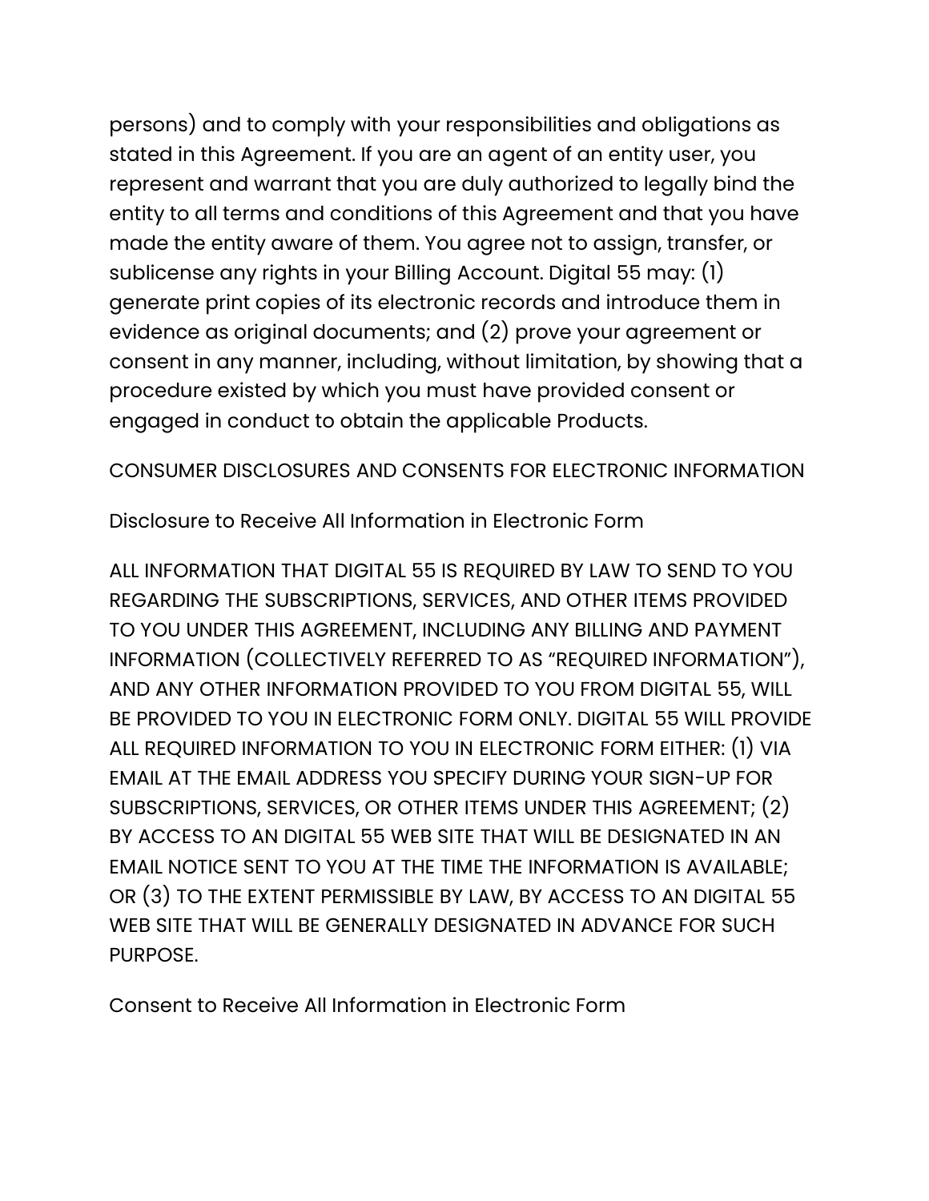persons) and to comply with your responsibilities and obligations as stated in this Agreement. If you are an agent of an entity user, you represent and warrant that you are duly authorized to legally bind the entity to all terms and conditions of this Agreement and that you have made the entity aware of them. You agree not to assign, transfer, or sublicense any rights in your Billing Account. Digital 55 may: (1) generate print copies of its electronic records and introduce them in evidence as original documents; and (2) prove your agreement or consent in any manner, including, without limitation, by showing that a procedure existed by which you must have provided consent or engaged in conduct to obtain the applicable Products.

CONSUMER DISCLOSURES AND CONSENTS FOR ELECTRONIC INFORMATION

Disclosure to Receive All Information in Electronic Form

ALL INFORMATION THAT DIGITAL 55 IS REQUIRED BY LAW TO SEND TO YOU REGARDING THE SUBSCRIPTIONS, SERVICES, AND OTHER ITEMS PROVIDED TO YOU UNDER THIS AGREEMENT, INCLUDING ANY BILLING AND PAYMENT INFORMATION (COLLECTIVELY REFERRED TO AS "REQUIRED INFORMATION"), AND ANY OTHER INFORMATION PROVIDED TO YOU FROM DIGITAL 55, WILL BE PROVIDED TO YOU IN ELECTRONIC FORM ONLY. DIGITAL 55 WILL PROVIDE ALL REQUIRED INFORMATION TO YOU IN ELECTRONIC FORM EITHER: (1) VIA EMAIL AT THE EMAIL ADDRESS YOU SPECIFY DURING YOUR SIGN-UP FOR SUBSCRIPTIONS, SERVICES, OR OTHER ITEMS UNDER THIS AGREEMENT; (2) BY ACCESS TO AN DIGITAL 55 WEB SITE THAT WILL BE DESIGNATED IN AN EMAIL NOTICE SENT TO YOU AT THE TIME THE INFORMATION IS AVAILABLE; OR (3) TO THE EXTENT PERMISSIBLE BY LAW, BY ACCESS TO AN DIGITAL 55 WEB SITE THAT WILL BE GENERALLY DESIGNATED IN ADVANCE FOR SUCH PURPOSE.

Consent to Receive All Information in Electronic Form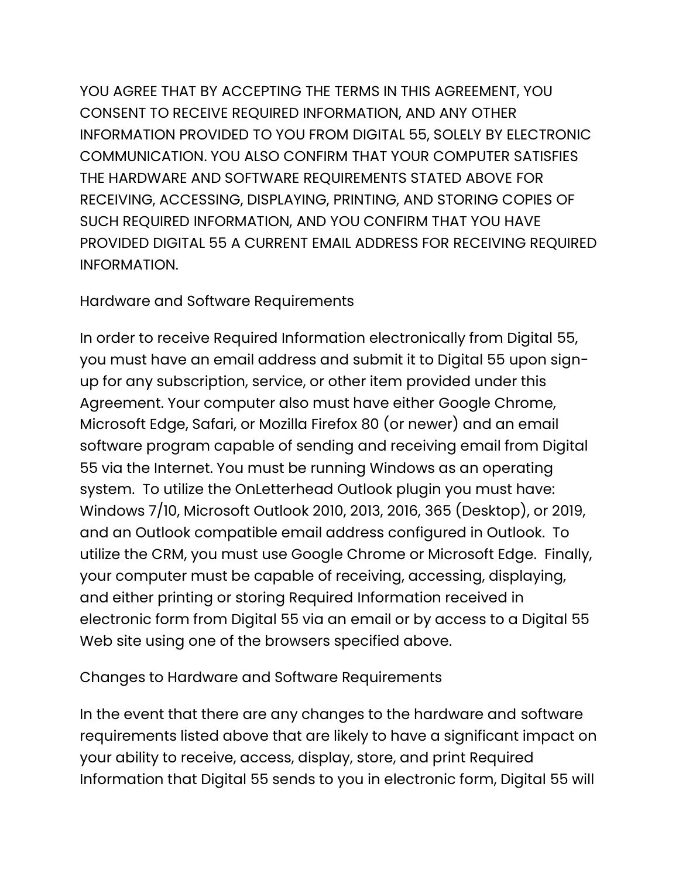YOU AGREE THAT BY ACCEPTING THE TERMS IN THIS AGREEMENT, YOU CONSENT TO RECEIVE REQUIRED INFORMATION, AND ANY OTHER INFORMATION PROVIDED TO YOU FROM DIGITAL 55, SOLELY BY ELECTRONIC COMMUNICATION. YOU ALSO CONFIRM THAT YOUR COMPUTER SATISFIES THE HARDWARE AND SOFTWARE REQUIREMENTS STATED ABOVE FOR RECEIVING, ACCESSING, DISPLAYING, PRINTING, AND STORING COPIES OF SUCH REQUIRED INFORMATION, AND YOU CONFIRM THAT YOU HAVE PROVIDED DIGITAL 55 A CURRENT EMAIL ADDRESS FOR RECEIVING REQUIRED INFORMATION.

Hardware and Software Requirements

In order to receive Required Information electronically from Digital 55, you must have an email address and submit it to Digital 55 upon sign-up for any subscription, service, or other item provided under this Agreement. Your computer also must have either Google Chrome, Microsoft Edge, Safari, or Mozilla Firefox 80 (or newer) and an email software program capable of sending and receiving email from Digital 55 via the Internet. You must be running Windows as an operating system. To utilize the OnLetterhead Outlook plugin you must have: Windows 7/10, Microsoft Outlook 2010, 2013, 2016, 365 (Desktop), or 2019, and an Outlook compatible email address configured in Outlook. To utilize the CRM, you must use Google Chrome or Microsoft Edge. Finally, your computer must be capable of receiving, accessing, displaying, and either printing or storing Required Information received in electronic form from Digital 55 via an email or by access to a Digital 55 Web site using one of the browsers specified above.

Changes to Hardware and Software Requirements

In the event that there are any changes to the hardware and software requirements listed above that are likely to have a significant impact on your ability to receive, access, display, store, and print Required Information that Digital 55 sends to you in electronic form, Digital 55 will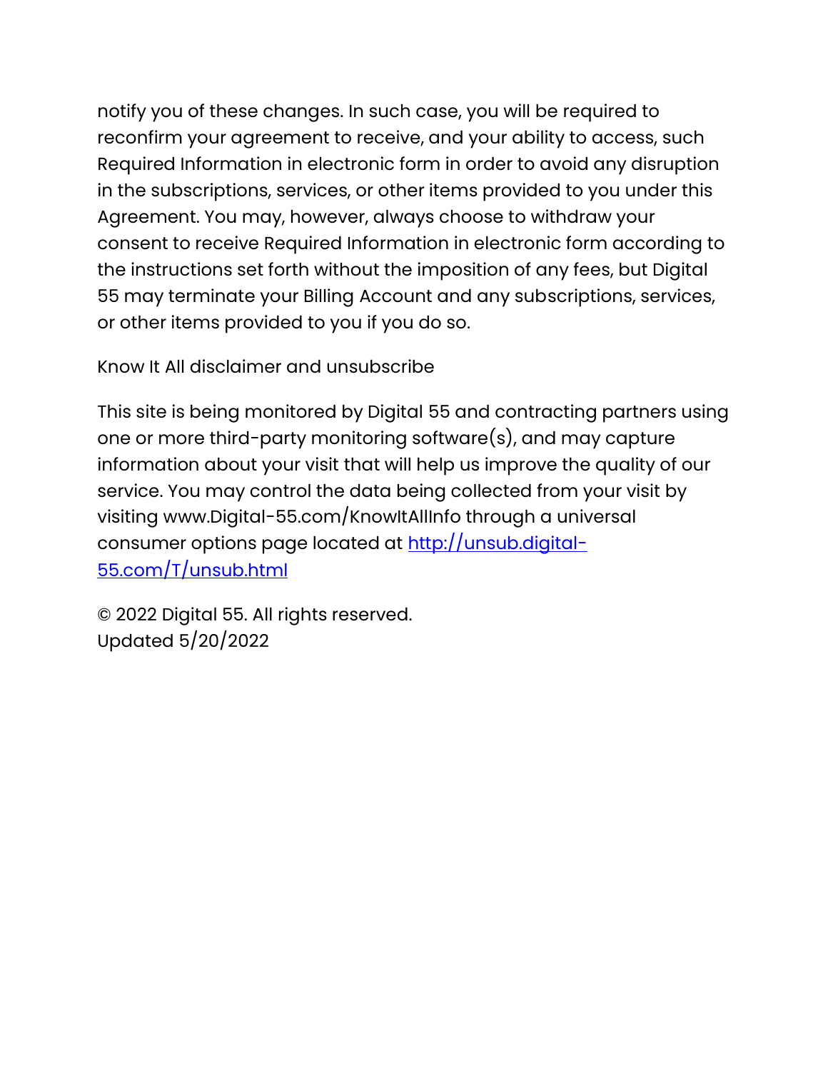notify you of these changes. In such case, you will be required to reconfirm your agreement to receive, and your ability to access, such Required Information in electronic form in order to avoid any disruption in the subscriptions, services, or other items provided to you under this Agreement. You may, however, always choose to withdraw your consent to receive Required Information in electronic form according to the instructions set forth without the imposition of any fees, but Digital 55 may terminate your Billing Account and any subscriptions, services, or other items provided to you if you do so.

Know It All disclaimer and unsubscribe

This site is being monitored by Digital 55 and contracting partners using one or more third-party monitoring software(s), and may capture information about your visit that will help us improve the quality of our service. You may control the data being collected from your visit by visiting www.Digital-55.com/KnowItAllInfo through a universal consumer options page located at [http://unsub.digital-55.com/T/unsub.html](http://unsub.digital-55.com/T/unsub.html)

© 2022 Digital 55. All rights reserved.
Updated 5/20/2022